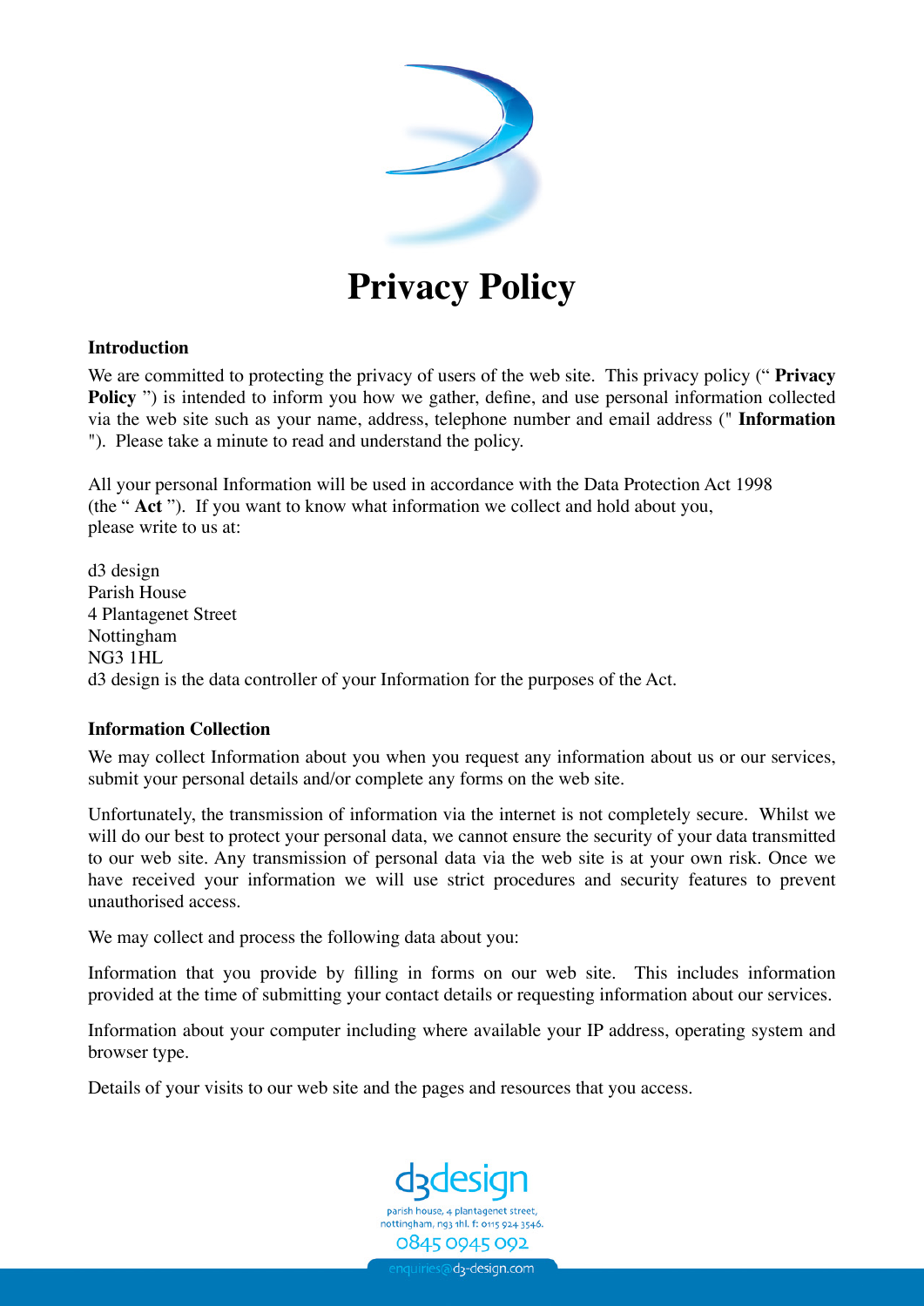# Privacy Policy

**Introduction**

We are committed to protecting the privacy of users of the web site. This privacy policy (" **Privacy Policy** ") is intended to inform you how we gather, define, and use personal information collected via the web site such as your name, address, telephone number and email address (" **Information** "). Please take a minute to read and understand the policy.

All your personal Information will be used in accordance with the Data Protection Act 1998 (the " **Act** "). If you want to know what information we collect and hold about you, please write to us at:

d3 design
Parish House
4 Plantagenet Street
Nottingham
NG3 1HL
d3 design is the data controller of your Information for the purposes of the Act.

**Information Collection**

We may collect Information about you when you request any information about us or our services, submit your personal details and/or complete any forms on the web site.

Unfortunately, the transmission of information via the internet is not completely secure. Whilst we will do our best to protect your personal data, we cannot ensure the security of your data transmitted to our web site. Any transmission of personal data via the web site is at your own risk. Once we have received your information we will use strict procedures and security features to prevent unauthorised access.

We may collect and process the following data about you:

Information that you provide by filling in forms on our web site. This includes information provided at the time of submitting your contact details or requesting information about our services.

Information about your computer including where available your IP address, operating system and browser type.

Details of your visits to our web site and the pages and resources that you access.

d3design
parish house, 4 plantagenet street, nottingham, ng3 1hl. f: 0115 924 3546.
0845 0945 092
enquiries@d3-design.com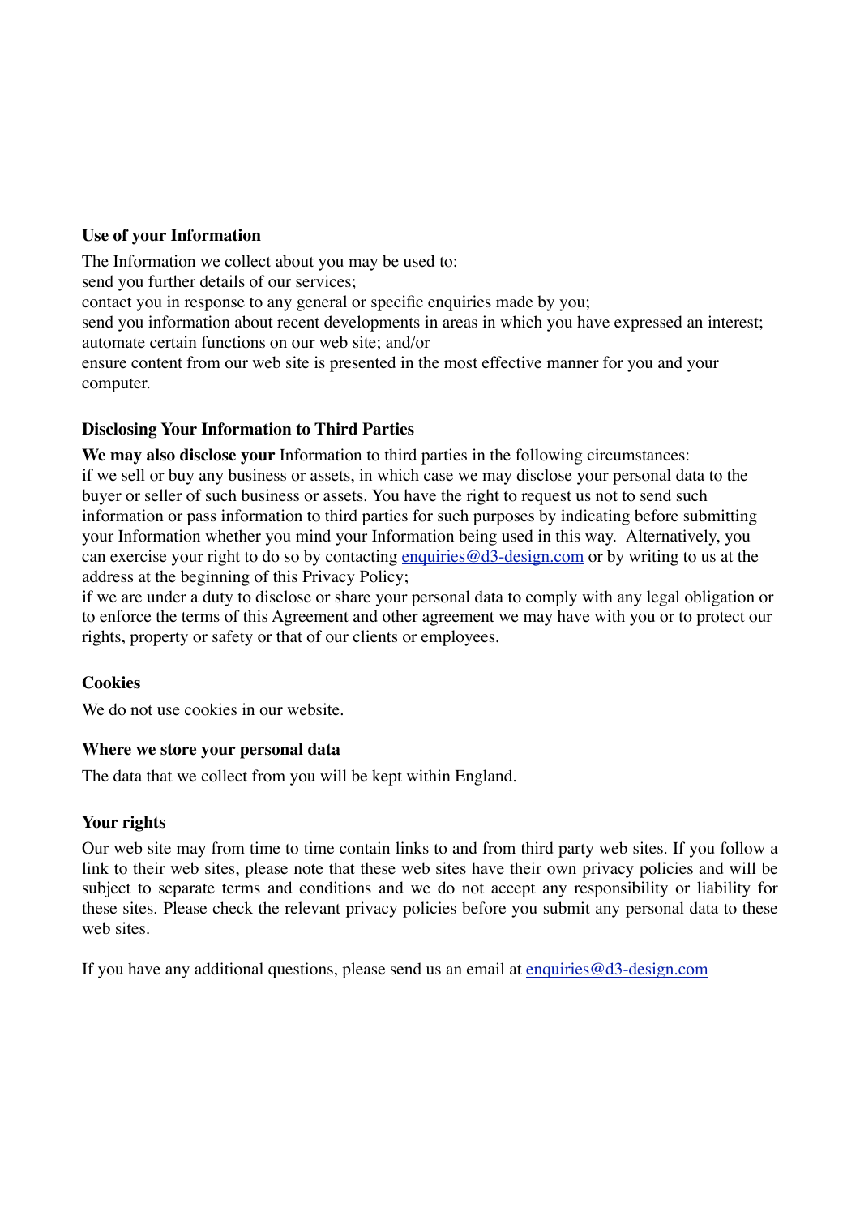**Use of your Information**

The Information we collect about you may be used to:
send you further details of our services;
contact you in response to any general or specific enquiries made by you;
send you information about recent developments in areas in which you have expressed an interest;
automate certain functions on our web site; and/or
ensure content from our web site is presented in the most effective manner for you and your computer.

**Disclosing Your Information to Third Parties**

**We may also disclose your** Information to third parties in the following circumstances:
if we sell or buy any business or assets, in which case we may disclose your personal data to the buyer or seller of such business or assets. You have the right to request us not to send such information or pass information to third parties for such purposes by indicating before submitting your Information whether you mind your Information being used in this way. Alternatively, you can exercise your right to do so by contacting [enquiries@d3-design.com](mailto:enquiries@d3-design.com) or by writing to us at the address at the beginning of this Privacy Policy;
if we are under a duty to disclose or share your personal data to comply with any legal obligation or to enforce the terms of this Agreement and other agreement we may have with you or to protect our rights, property or safety or that of our clients or employees.

**Cookies**

We do not use cookies in our website.

**Where we store your personal data**

The data that we collect from you will be kept within England.

**Your rights**

Our web site may from time to time contain links to and from third party web sites. If you follow a link to their web sites, please note that these web sites have their own privacy policies and will be subject to separate terms and conditions and we do not accept any responsibility or liability for these sites. Please check the relevant privacy policies before you submit any personal data to these web sites.

If you have any additional questions, please send us an email at [enquiries@d3-design.com](mailto:enquiries@d3-design.com)